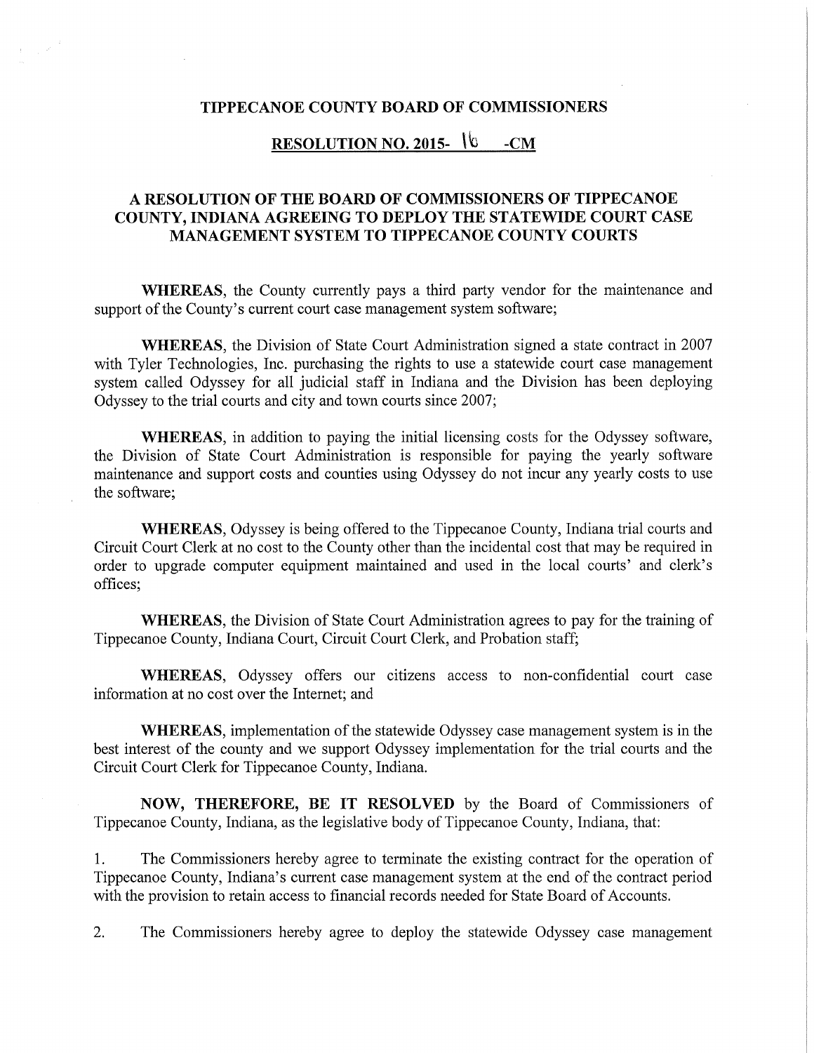# TIPPECANOE COUNTY BOARD OF COMMISSIONERS

## RESOLUTION NO. 2015- 16 -CM

## A RESOLUTION OF THE BOARD OF COMMISSIONERS OF TIPPECANOE COUNTY, INDIANA AGREEING TO DEPLOY THE STATEWIDE COURT CASE MANAGEMENT SYSTEM TO TIPPECANOE COUNTY COURTS

**WHEREAS**, the County currently pays a third party vendor for the maintenance and support of the County's current court case management system software;

**WHEREAS**, the Division of State Court Administration signed a state contract in 2007 with Tyler Technologies, Inc. purchasing the rights to use a statewide court case management system called Odyssey for all judicial staff in Indiana and the Division has been deploying Odyssey to the trial courts and city and town courts since 2007;

**WHEREAS**, in addition to paying the initial licensing costs for the Odyssey software, the Division of State Court Administration is responsible for paying the yearly software maintenance and support costs and counties using Odyssey do not incur any yearly costs to use the software;

**WHEREAS**, Odyssey is being offered to the Tippecanoe County, Indiana trial courts and Circuit Court Clerk at no cost to the County other than the incidental cost that may be required in order to upgrade computer equipment maintained and used in the local courts' and clerk's offices;

**WHEREAS**, the Division of State Court Administration agrees to pay for the training of Tippecanoe County, Indiana Court, Circuit Court Clerk, and Probation staff;

**WHEREAS**, Odyssey offers our citizens access to non-confidential court case information at no cost over the Internet; and

**WHEREAS**, implementation of the statewide Odyssey case management system is in the best interest of the county and we support Odyssey implementation for the trial courts and the Circuit Court Clerk for Tippecanoe County, Indiana.

**NOW, THEREFORE, BE IT RESOLVED** by the Board of Commissioners of Tippecanoe County, Indiana, as the legislative body of Tippecanoe County, Indiana, that:

1. The Commissioners hereby agree to terminate the existing contract for the operation of Tippecanoe County, Indiana's current case management system at the end of the contract period with the provision to retain access to financial records needed for State Board of Accounts.

2. The Commissioners hereby agree to deploy the statewide Odyssey case management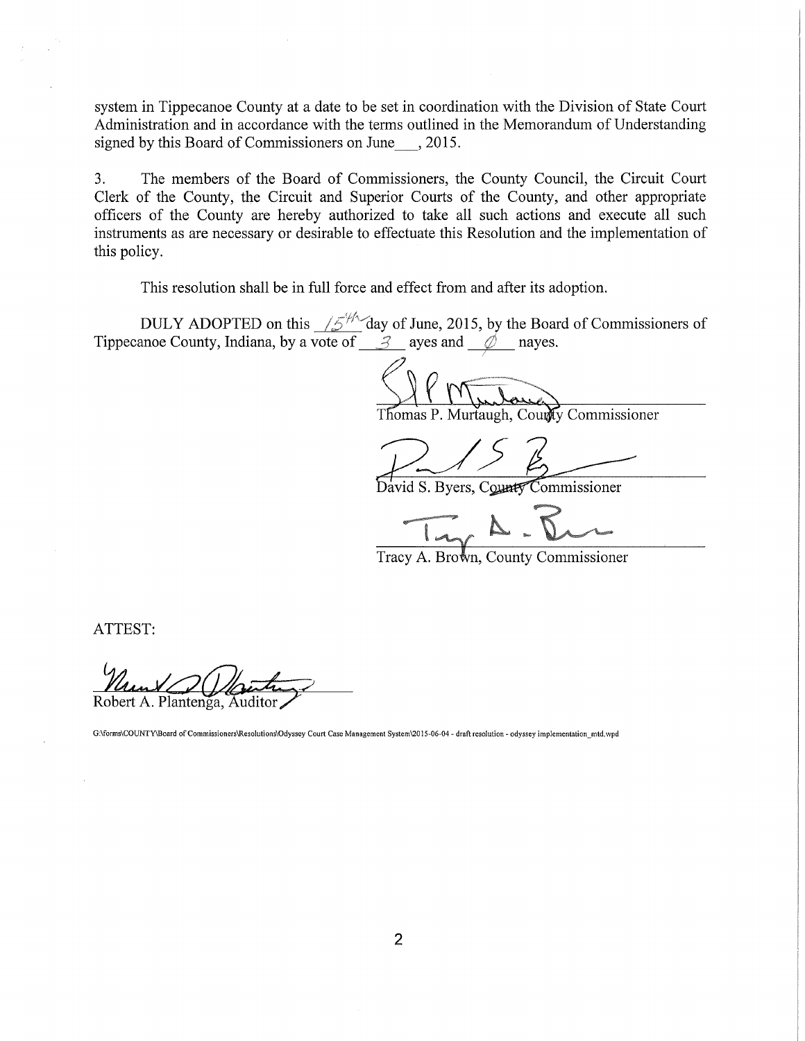system in Tippecanoe County at a date to be set in coordination with the Division of State Court Administration and in accordance with the terms outlined in the Memorandum of Understanding signed by this Board of Commissioners on June___, 2015.

3. The members of the Board of Commissioners, the County Council, the Circuit Court Clerk of the County, the Circuit and Superior Courts of the County, and other appropriate officers of the County are hereby authorized to take all such actions and execute all such instruments as are necessary or desirable to effectuate this Resolution and the implementation of this policy.

This resolution shall be in full force and effect from and after its adoption.

DULY ADOPTED on this 15th day of June, 2015, by the Board of Commissioners of Tippecanoe County, Indiana, by a vote of 3 ayes and 0 nayes.

Thomas P. Murtaugh, County Commissioner

David S. Byers, County Commissioner

Tracy A. Brown, County Commissioner

ATTEST:

Robert A. Plantenga, Auditor

G:\forms\COUNTY\Board of Commissioners\Resolutions\Odyssey Court Case Management System\2015-06-04 - draft resolution - odyssey implementation_mtd.wpd